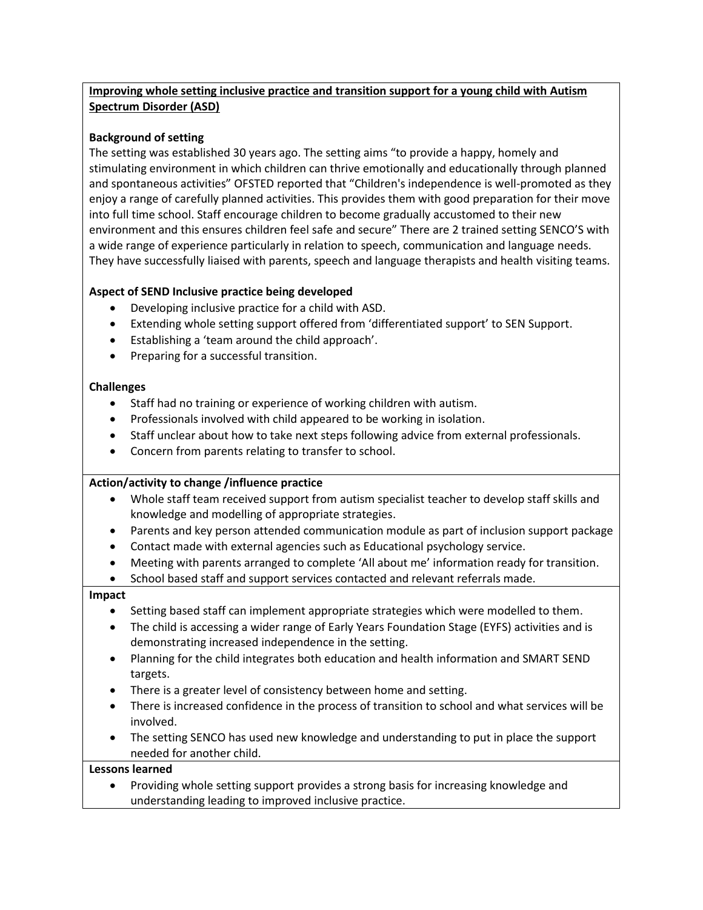**Improving whole setting inclusive practice and transition support for a young child with Autism Spectrum Disorder (ASD)**

**Background of setting**

The setting was established 30 years ago. The setting aims "to provide a happy, homely and stimulating environment in which children can thrive emotionally and educationally through planned and spontaneous activities" OFSTED reported that "Children's independence is well-promoted as they enjoy a range of carefully planned activities. This provides them with good preparation for their move into full time school. Staff encourage children to become gradually accustomed to their new environment and this ensures children feel safe and secure" There are 2 trained setting SENCO'S with a wide range of experience particularly in relation to speech, communication and language needs. They have successfully liaised with parents, speech and language therapists and health visiting teams.

**Aspect of SEND Inclusive practice being developed**

- Developing inclusive practice for a child with ASD.
- Extending whole setting support offered from 'differentiated support' to SEN Support.
- Establishing a 'team around the child approach'.
- Preparing for a successful transition.

**Challenges**

- Staff had no training or experience of working children with autism.
- Professionals involved with child appeared to be working in isolation.
- Staff unclear about how to take next steps following advice from external professionals.
- Concern from parents relating to transfer to school.

**Action/activity to change /influence practice**

- Whole staff team received support from autism specialist teacher to develop staff skills and knowledge and modelling of appropriate strategies.
- Parents and key person attended communication module as part of inclusion support package
- Contact made with external agencies such as Educational psychology service.
- Meeting with parents arranged to complete 'All about me' information ready for transition.
- School based staff and support services contacted and relevant referrals made.

**Impact**

- Setting based staff can implement appropriate strategies which were modelled to them.
- The child is accessing a wider range of Early Years Foundation Stage (EYFS) activities and is demonstrating increased independence in the setting.
- Planning for the child integrates both education and health information and SMART SEND targets.
- There is a greater level of consistency between home and setting.
- There is increased confidence in the process of transition to school and what services will be involved.
- The setting SENCO has used new knowledge and understanding to put in place the support needed for another child.

**Lessons learned**

- Providing whole setting support provides a strong basis for increasing knowledge and understanding leading to improved inclusive practice.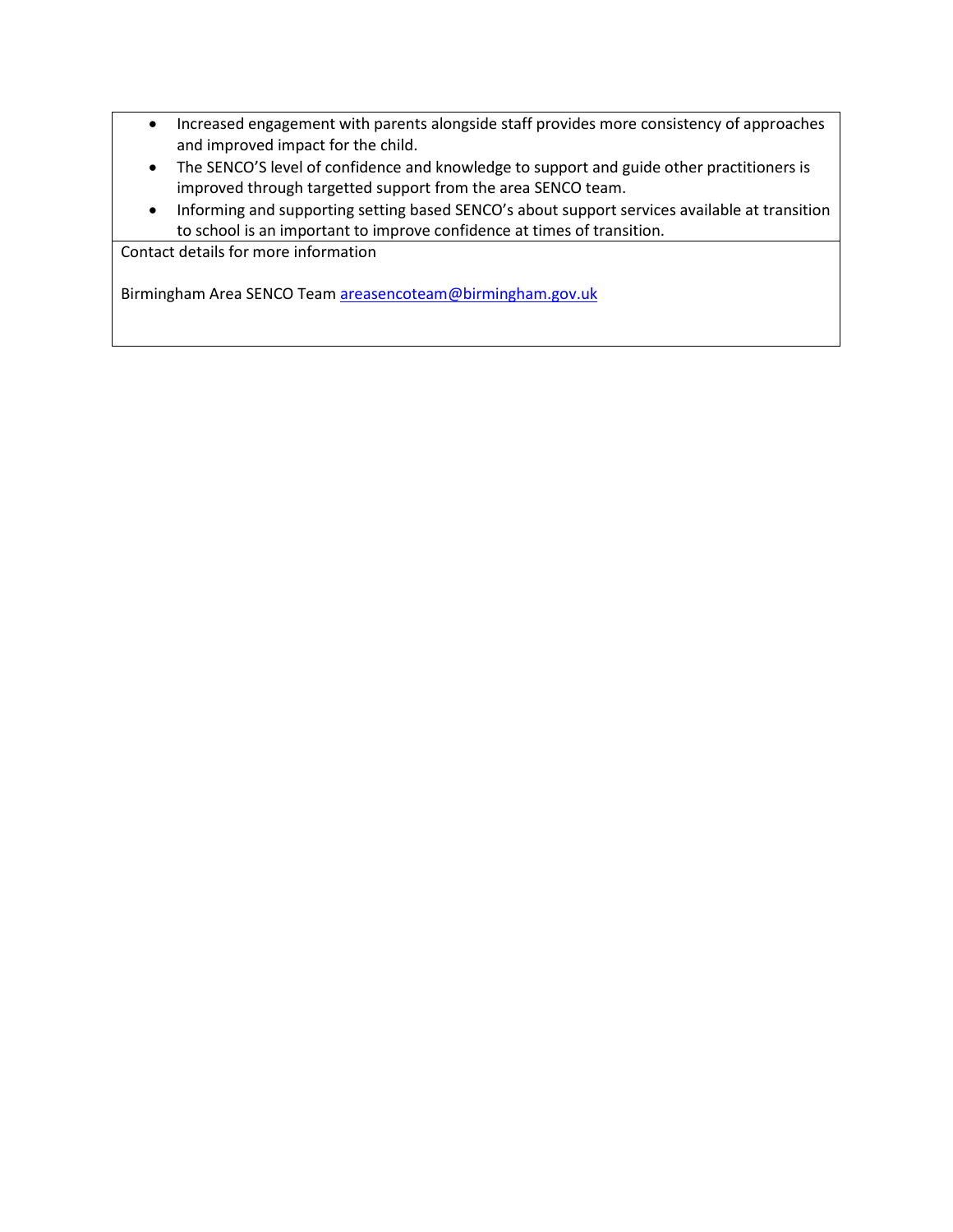- Increased engagement with parents alongside staff provides more consistency of approaches and improved impact for the child.
- The SENCO'S level of confidence and knowledge to support and guide other practitioners is improved through targetted support from the area SENCO team.
- Informing and supporting setting based SENCO's about support services available at transition to school is an important to improve confidence at times of transition.

Contact details for more information

Birmingham Area SENCO Team areasencoteam@birmingham.gov.uk